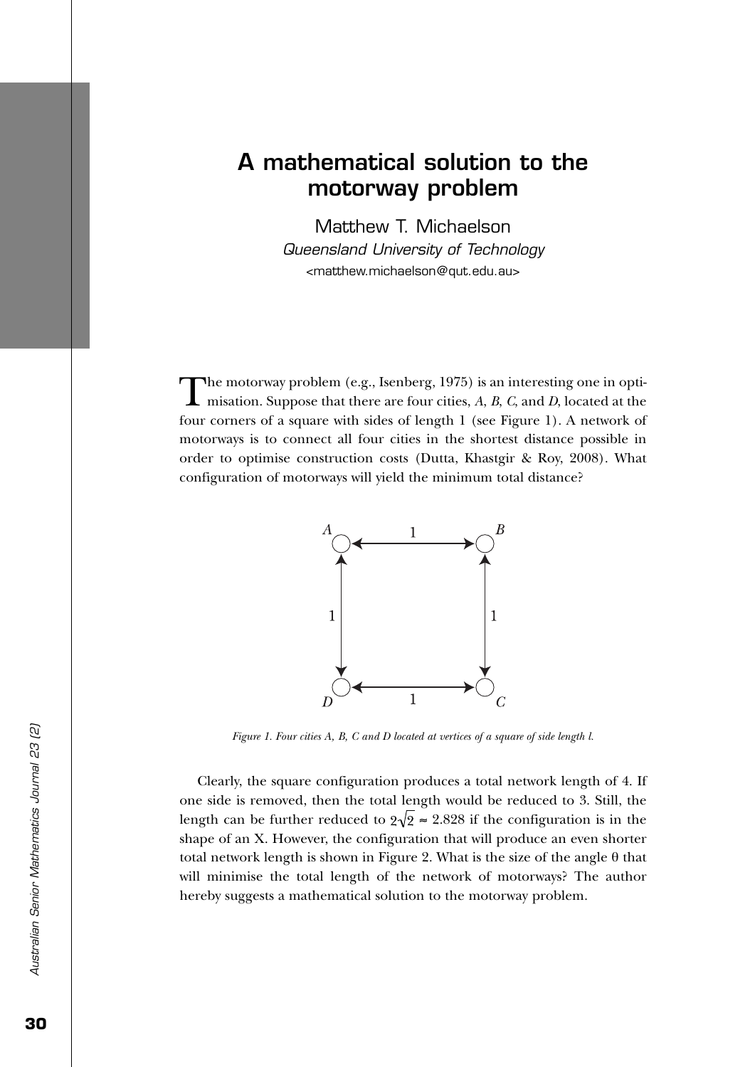# A mathematical solution to the motorway problem

Matthew T. Michaelson
*Queensland University of Technology*
<matthew.michaelson@qut.edu.au>

The motorway problem (e.g., Isenberg, 1975) is an interesting one in optimisation. Suppose that there are four cities, *A*, *B*, *C*, and *D*, located at the four corners of a square with sides of length 1 (see Figure 1). A network of motorways is to connect all four cities in the shortest distance possible in order to optimise construction costs (Dutta, Khastgir & Roy, 2008). What configuration of motorways will yield the minimum total distance?

*Figure 1. Four cities A, B, C and D located at vertices of a square of side length l.*

Clearly, the square configuration produces a total network length of 4. If one side is removed, then the total length would be reduced to 3. Still, the length can be further reduced to $2\sqrt{2} \approx 2.828$ if the configuration is in the shape of an X. However, the configuration that will produce an even shorter total network length is shown in Figure 2. What is the size of the angle $\theta$ that will minimise the total length of the network of motorways? The author hereby suggests a mathematical solution to the motorway problem.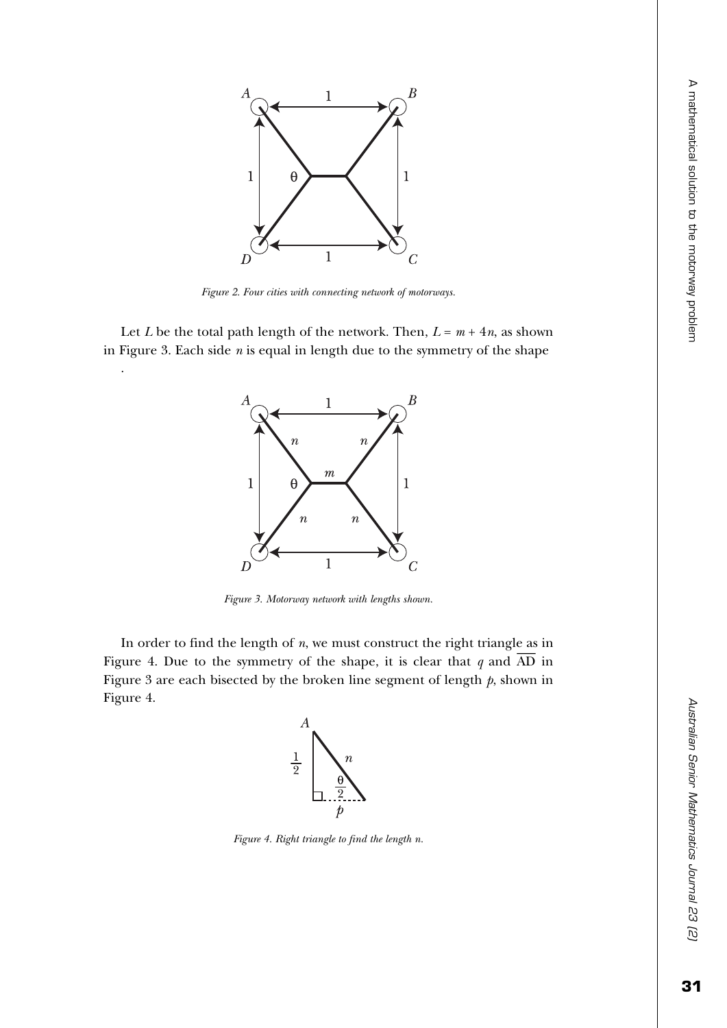*Figure 2. Four cities with connecting network of motorways.*

Let $L$ be the total path length of the network. Then, $L = m + 4n$, as shown in Figure 3. Each side $n$ is equal in length due to the symmetry of the shape

.

*Figure 3. Motorway network with lengths shown.*

In order to find the length of $n$, we must construct the right triangle as in Figure 4. Due to the symmetry of the shape, it is clear that $q$ and $\overline{\text{AD}}$ in Figure 3 are each bisected by the broken line segment of length $p$, shown in Figure 4.

*Figure 4. Right triangle to find the length n.*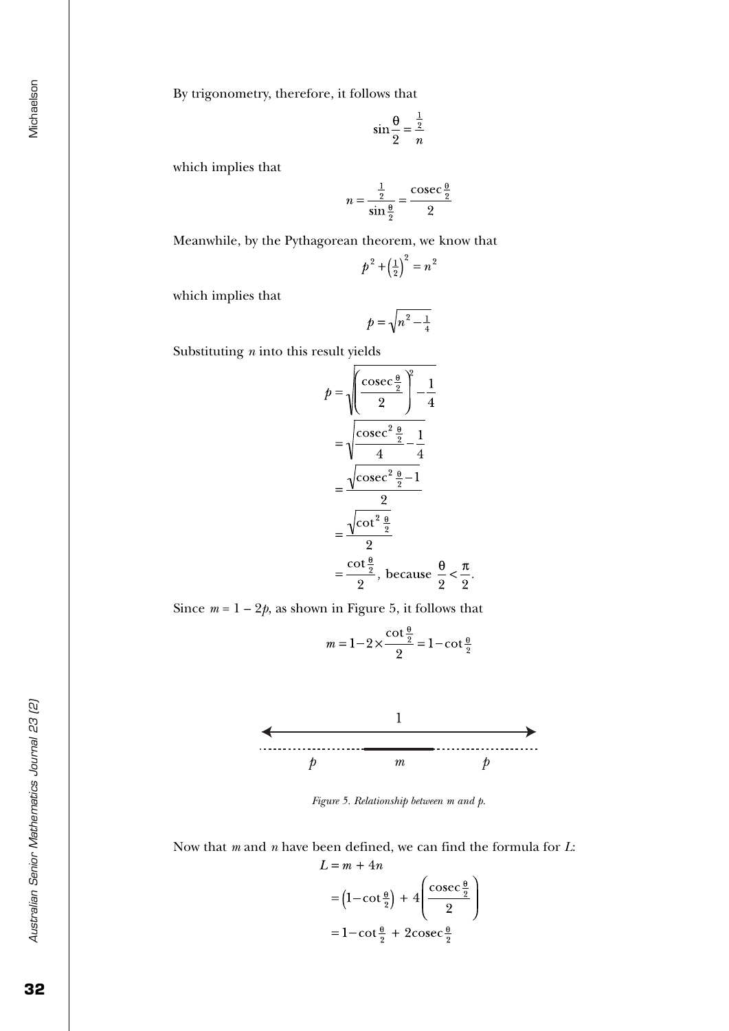By trigonometry, therefore, it follows that

$$\sin\frac{\theta}{2} = \frac{\frac{1}{2}}{n}$$

which implies that

$$n = \frac{\frac{1}{2}}{\sin\frac{\theta}{2}} = \frac{\operatorname{cosec}\frac{\theta}{2}}{2}$$

Meanwhile, by the Pythagorean theorem, we know that

$$p^2 + \left(\tfrac{1}{2}\right)^2 = n^2$$

which implies that

$$p = \sqrt{n^2 - \tfrac{1}{4}}$$

Substituting $n$ into this result yields

$$\begin{aligned}
p &= \sqrt{\left(\frac{\operatorname{cosec}\frac{\theta}{2}}{2}\right)^2 - \frac{1}{4}} \\
&= \sqrt{\frac{\operatorname{cosec}^2\frac{\theta}{2}}{4} - \frac{1}{4}} \\
&= \frac{\sqrt{\operatorname{cosec}^2\frac{\theta}{2} - 1}}{2} \\
&= \frac{\sqrt{\cot^2\frac{\theta}{2}}}{2} \\
&= \frac{\cot\frac{\theta}{2}}{2}, \text{ because } \frac{\theta}{2} < \frac{\pi}{2}.
\end{aligned}$$

Since $m = 1 - 2p$, as shown in Figure 5, it follows that

$$m = 1 - 2 \times \frac{\cot\frac{\theta}{2}}{2} = 1 - \cot\tfrac{\theta}{2}$$

*Figure 5. Relationship between m and p.*

Now that $m$ and $n$ have been defined, we can find the formula for $L$:

$$\begin{aligned}
L &= m + 4n \\
&= \left(1 - \cot\tfrac{\theta}{2}\right) + 4\left(\frac{\operatorname{cosec}\frac{\theta}{2}}{2}\right) \\
&= 1 - \cot\tfrac{\theta}{2} + 2\operatorname{cosec}\tfrac{\theta}{2}
\end{aligned}$$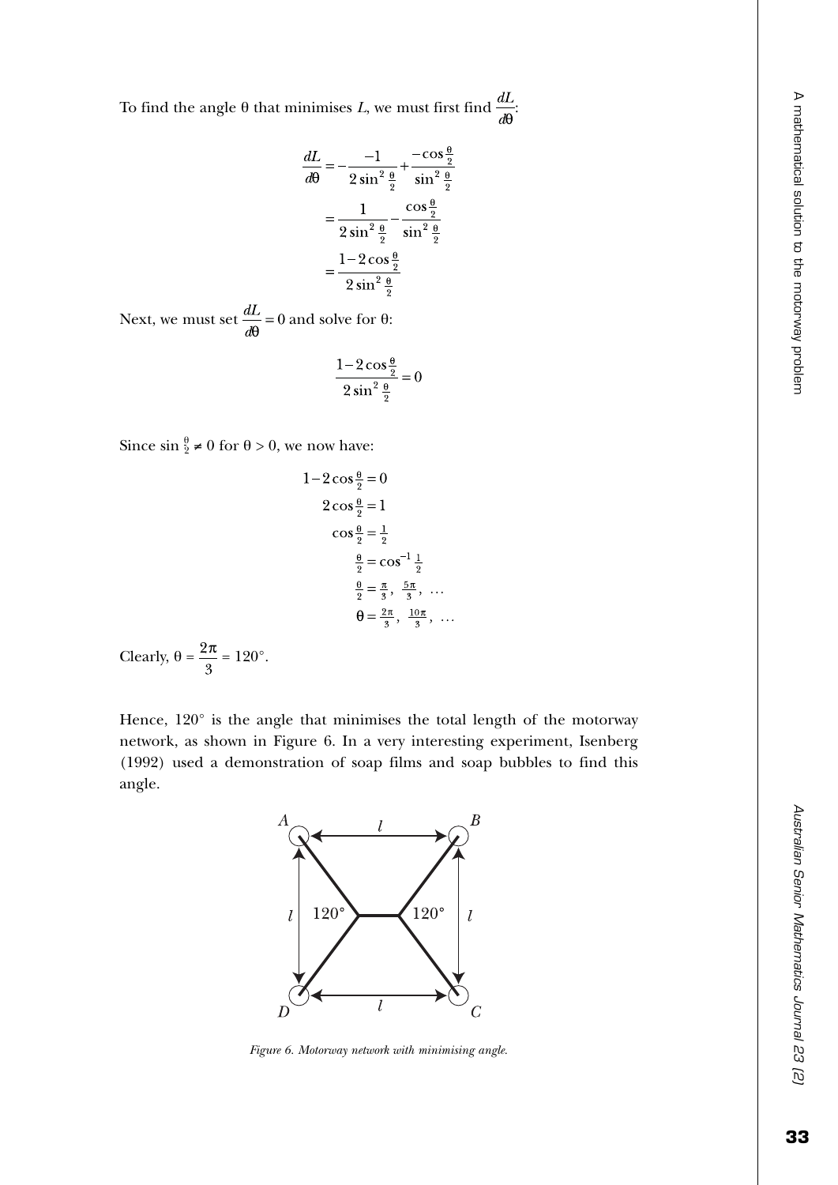To find the angle θ that minimises $L$, we must first find $\frac{dL}{d\theta}$:

$$
\begin{aligned}
\frac{dL}{d\theta} &= -\frac{-1}{2\sin^2\frac{\theta}{2}} + \frac{-\cos\frac{\theta}{2}}{\sin^2\frac{\theta}{2}} \\
&= \frac{1}{2\sin^2\frac{\theta}{2}} - \frac{\cos\frac{\theta}{2}}{\sin^2\frac{\theta}{2}} \\
&= \frac{1-2\cos\frac{\theta}{2}}{2\sin^2\frac{\theta}{2}}
\end{aligned}
$$

Next, we must set $\frac{dL}{d\theta} = 0$ and solve for θ:

$$
\frac{1-2\cos\frac{\theta}{2}}{2\sin^2\frac{\theta}{2}} = 0
$$

Since $\sin\frac{\theta}{2} \neq 0$ for $\theta > 0$, we now have:

$$
\begin{aligned}
1-2\cos\tfrac{\theta}{2} &= 0 \\
2\cos\tfrac{\theta}{2} &= 1 \\
\cos\tfrac{\theta}{2} &= \tfrac{1}{2} \\
\tfrac{\theta}{2} &= \cos^{-1}\tfrac{1}{2} \\
\tfrac{\theta}{2} &= \tfrac{\pi}{3},\ \tfrac{5\pi}{3},\ \ldots \\
\theta &= \tfrac{2\pi}{3},\ \tfrac{10\pi}{3},\ \ldots
\end{aligned}
$$

Clearly, $\theta = \frac{2\pi}{3} = 120^\circ$.

Hence, 120° is the angle that minimises the total length of the motorway network, as shown in Figure 6. In a very interesting experiment, Isenberg (1992) used a demonstration of soap films and soap bubbles to find this angle.

*Figure 6. Motorway network with minimising angle.*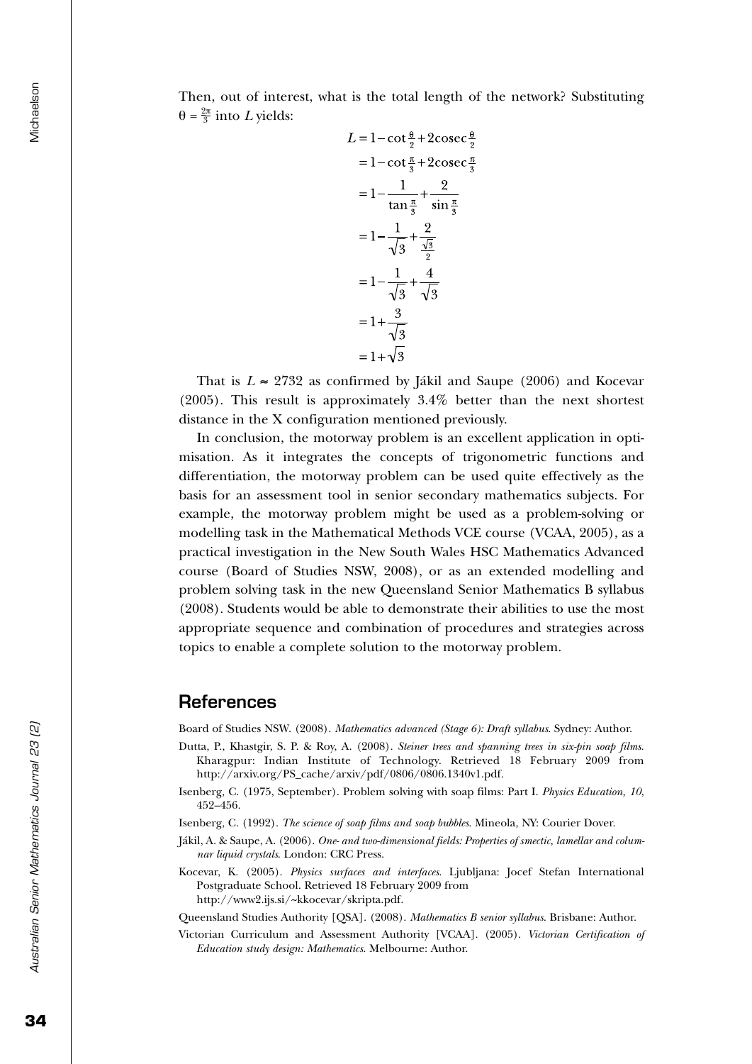Then, out of interest, what is the total length of the network? Substituting $\theta = \frac{2\pi}{3}$ into $L$ yields:

$$
\begin{aligned}
L &= 1 - \cot\tfrac{\theta}{2} + 2\operatorname{cosec}\tfrac{\theta}{2} \\
&= 1 - \cot\tfrac{\pi}{3} + 2\operatorname{cosec}\tfrac{\pi}{3} \\
&= 1 - \frac{1}{\tan\frac{\pi}{3}} + \frac{2}{\sin\frac{\pi}{3}} \\
&= 1 - \frac{1}{\sqrt{3}} + \frac{2}{\frac{\sqrt{3}}{2}} \\
&= 1 - \frac{1}{\sqrt{3}} + \frac{4}{\sqrt{3}} \\
&= 1 + \frac{3}{\sqrt{3}} \\
&= 1 + \sqrt{3}
\end{aligned}
$$

That is $L \approx 2732$ as confirmed by Jákil and Saupe (2006) and Kocevar (2005). This result is approximately 3.4% better than the next shortest distance in the X configuration mentioned previously.

In conclusion, the motorway problem is an excellent application in optimisation. As it integrates the concepts of trigonometric functions and differentiation, the motorway problem can be used quite effectively as the basis for an assessment tool in senior secondary mathematics subjects. For example, the motorway problem might be used as a problem-solving or modelling task in the Mathematical Methods VCE course (VCAA, 2005), as a practical investigation in the New South Wales HSC Mathematics Advanced course (Board of Studies NSW, 2008), or as an extended modelling and problem solving task in the new Queensland Senior Mathematics B syllabus (2008). Students would be able to demonstrate their abilities to use the most appropriate sequence and combination of procedures and strategies across topics to enable a complete solution to the motorway problem.

## References

Board of Studies NSW. (2008). *Mathematics advanced (Stage 6): Draft syllabus*. Sydney: Author.

Dutta, P., Khastgir, S. P. & Roy, A. (2008). *Steiner trees and spanning trees in six-pin soap films*. Kharagpur: Indian Institute of Technology. Retrieved 18 February 2009 from http://arxiv.org/PS_cache/arxiv/pdf/0806/0806.1340v1.pdf.

Isenberg, C. (1975, September). Problem solving with soap films: Part I. *Physics Education, 10*, 452–456.

Isenberg, C. (1992). *The science of soap films and soap bubbles*. Mineola, NY: Courier Dover.

Jákil, A. & Saupe, A. (2006). *One- and two-dimensional fields: Properties of smectic, lamellar and columnar liquid crystals*. London: CRC Press.

Kocevar, K. (2005). *Physics surfaces and interfaces*. Ljubljana: Jocef Stefan International Postgraduate School. Retrieved 18 February 2009 from http://www2.ijs.si/~kkocevar/skripta.pdf.

Queensland Studies Authority [QSA]. (2008). *Mathematics B senior syllabus*. Brisbane: Author.

Victorian Curriculum and Assessment Authority [VCAA]. (2005). *Victorian Certification of Education study design: Mathematics*. Melbourne: Author.